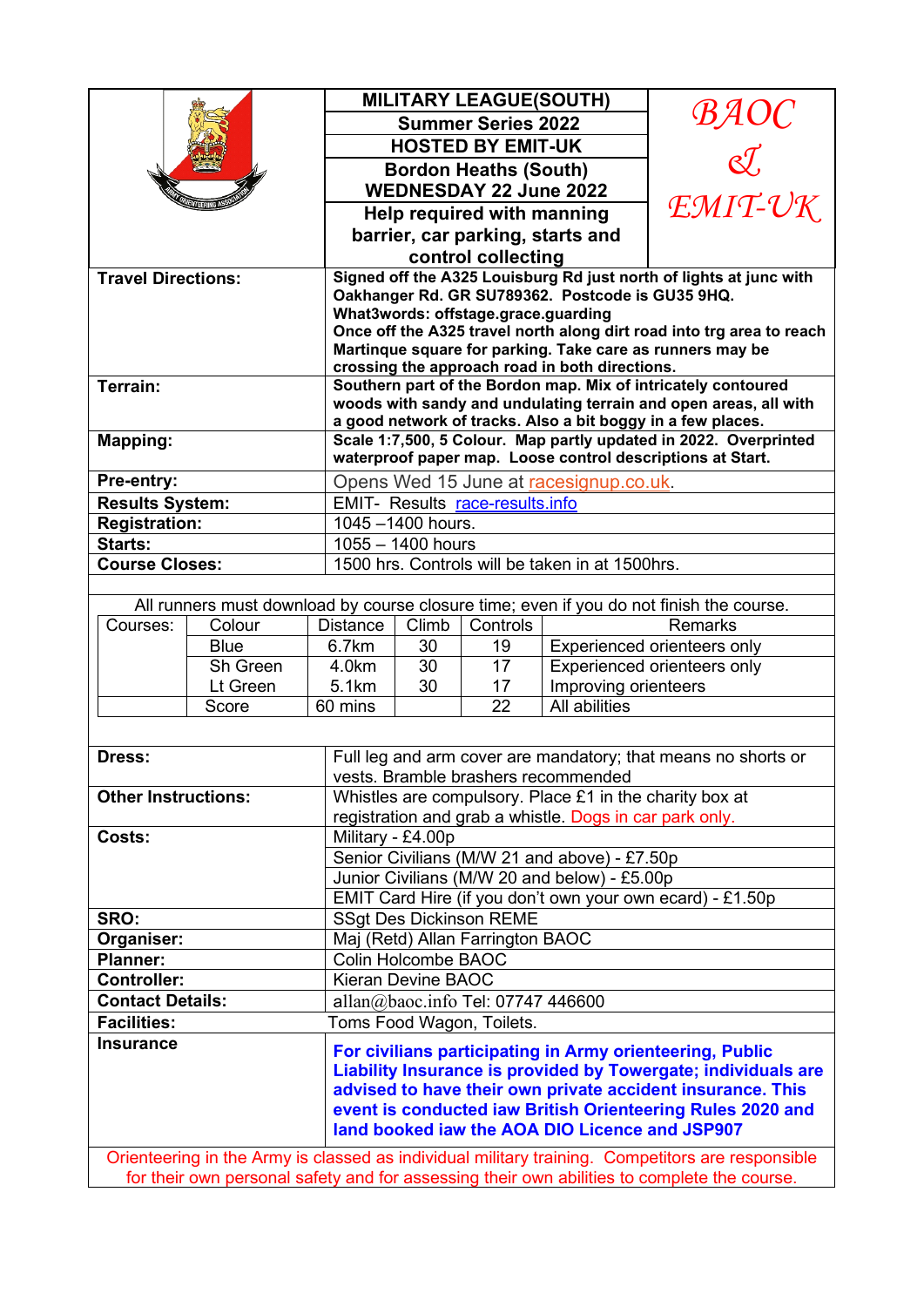**MILITARY LEAGUE(SOUTH)**

**Summer Series 2022**

**HOSTED BY EMIT-UK**

**Bordon Heaths (South)**
**WEDNESDAY 22 June 2022**

**Help required with manning barrier, car parking, starts and control collecting**

*BAOC & EMIT-UK*

| | |
|---|---|
| **Travel Directions:** | **Signed off the A325 Louisburg Rd just north of lights at junc with Oakhanger Rd. GR SU789362. Postcode is GU35 9HQ. What3words: offstage.grace.guarding Once off the A325 travel north along dirt road into trg area to reach Martinque square for parking. Take care as runners may be crossing the approach road in both directions.** |
| **Terrain:** | **Southern part of the Bordon map. Mix of intricately contoured woods with sandy and undulating terrain and open areas, all with a good network of tracks. Also a bit boggy in a few places.** |
| **Mapping:** | **Scale 1:7,500, 5 Colour. Map partly updated in 2022. Overprinted waterproof paper map. Loose control descriptions at Start.** |
| **Pre-entry:** | Opens Wed 15 June at racesignup.co.uk. |
| **Results System:** | EMIT- Results race-results.info |
| **Registration:** | 1045 –1400 hours. |
| **Starts:** | 1055 – 1400 hours |
| **Course Closes:** | 1500 hrs. Controls will be taken in at 1500hrs. |

All runners must download by course closure time; even if you do not finish the course.

| Courses: | Colour | Distance | Climb | Controls | Remarks |
|---|---|---|---|---|---|
| | Blue | 6.7km | 30 | 19 | Experienced orienteers only |
| | Sh Green | 4.0km | 30 | 17 | Experienced orienteers only |
| | Lt Green | 5.1km | 30 | 17 | Improving orienteers |
| | Score | 60 mins | | 22 | All abilities |

| | |
|---|---|
| **Dress:** | Full leg and arm cover are mandatory; that means no shorts or vests. Bramble brashers recommended |
| **Other Instructions:** | Whistles are compulsory. Place £1 in the charity box at registration and grab a whistle. Dogs in car park only. |
| **Costs:** | Military - £4.00p |
| | Senior Civilians (M/W 21 and above) - £7.50p |
| | Junior Civilians (M/W 20 and below) - £5.00p |
| | EMIT Card Hire (if you don't own your own ecard) - £1.50p |
| **SRO:** | SSgt Des Dickinson REME |
| **Organiser:** | Maj (Retd) Allan Farrington BAOC |
| **Planner:** | Colin Holcombe BAOC |
| **Controller:** | Kieran Devine BAOC |
| **Contact Details:** | allan@baoc.info Tel: 07747 446600 |
| **Facilities:** | Toms Food Wagon, Toilets. |
| **Insurance** | **For civilians participating in Army orienteering, Public Liability Insurance is provided by Towergate; individuals are advised to have their own private accident insurance. This event is conducted iaw British Orienteering Rules 2020 and land booked iaw the AOA DIO Licence and JSP907** |

Orienteering in the Army is classed as individual military training. Competitors are responsible for their own personal safety and for assessing their own abilities to complete the course.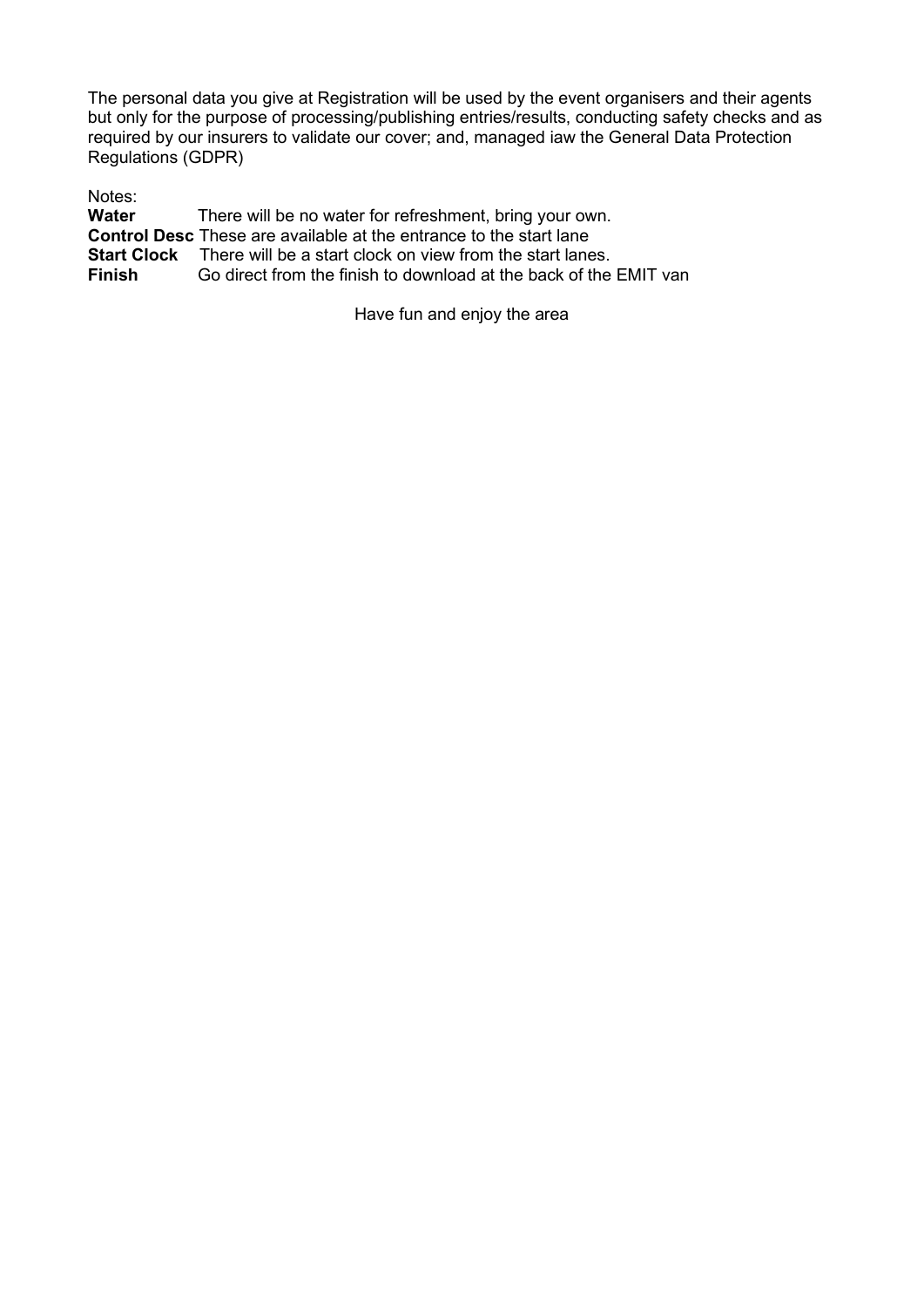The personal data you give at Registration will be used by the event organisers and their agents but only for the purpose of processing/publishing entries/results, conducting safety checks and as required by our insurers to validate our cover; and, managed iaw the General Data Protection Regulations (GDPR)

Notes:

**Water** There will be no water for refreshment, bring your own.
**Control Desc** These are available at the entrance to the start lane
**Start Clock** There will be a start clock on view from the start lanes.
**Finish** Go direct from the finish to download at the back of the EMIT van

Have fun and enjoy the area